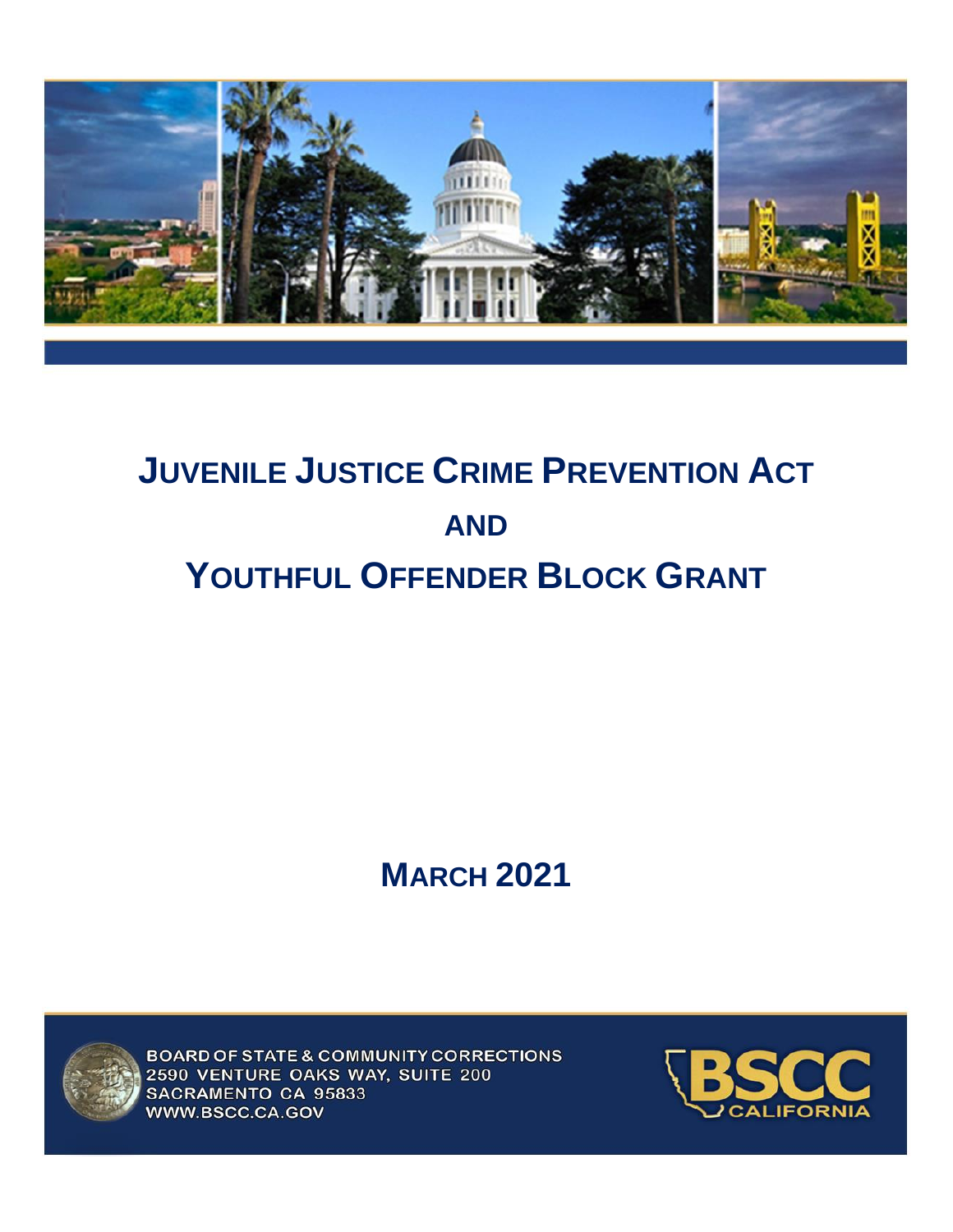# Juvenile Justice Crime Prevention Act

# and

# Youthful Offender Block Grant

## March 2021

BOARD OF STATE & COMMUNITY CORRECTIONS
2590 VENTURE OAKS WAY, SUITE 200
SACRAMENTO CA 95833
WWW.BSCC.CA.GOV

BSCC CALIFORNIA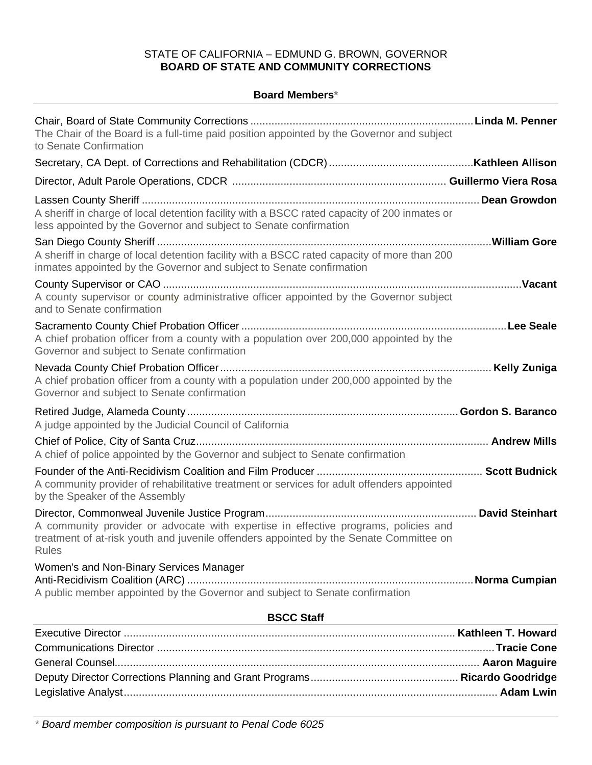STATE OF CALIFORNIA – EDMUND G. BROWN, GOVERNOR
**BOARD OF STATE AND COMMUNITY CORRECTIONS**

## Board Members*

Chair, Board of State Community Corrections ........ **Linda M. Penner**
The Chair of the Board is a full-time paid position appointed by the Governor and subject to Senate Confirmation

Secretary, CA Dept. of Corrections and Rehabilitation (CDCR) ........ **Kathleen Allison**

Director, Adult Parole Operations, CDCR ........ **Guillermo Viera Rosa**

Lassen County Sheriff ........ **Dean Growdon**
A sheriff in charge of local detention facility with a BSCC rated capacity of 200 inmates or less appointed by the Governor and subject to Senate confirmation

San Diego County Sheriff ........ **William Gore**
A sheriff in charge of local detention facility with a BSCC rated capacity of more than 200 inmates appointed by the Governor and subject to Senate confirmation

County Supervisor or CAO ........ **Vacant**
A county supervisor or county administrative officer appointed by the Governor subject and to Senate confirmation

Sacramento County Chief Probation Officer ........ **Lee Seale**
A chief probation officer from a county with a population over 200,000 appointed by the Governor and subject to Senate confirmation

Nevada County Chief Probation Officer ........ **Kelly Zuniga**
A chief probation officer from a county with a population under 200,000 appointed by the Governor and subject to Senate confirmation

Retired Judge, Alameda County ........ **Gordon S. Baranco**
A judge appointed by the Judicial Council of California

Chief of Police, City of Santa Cruz ........ **Andrew Mills**
A chief of police appointed by the Governor and subject to Senate confirmation

Founder of the Anti-Recidivism Coalition and Film Producer ........ **Scott Budnick**
A community provider of rehabilitative treatment or services for adult offenders appointed by the Speaker of the Assembly

Director, Commonweal Juvenile Justice Program ........ **David Steinhart**
A community provider or advocate with expertise in effective programs, policies and treatment of at-risk youth and juvenile offenders appointed by the Senate Committee on Rules

Women's and Non-Binary Services Manager
Anti-Recidivism Coalition (ARC) ........ **Norma Cumpian**
A public member appointed by the Governor and subject to Senate confirmation

## BSCC Staff

Executive Director ........ **Kathleen T. Howard**
Communications Director ........ **Tracie Cone**
General Counsel ........ **Aaron Maguire**
Deputy Director Corrections Planning and Grant Programs ........ **Ricardo Goodridge**
Legislative Analyst ........ **Adam Lwin**

* *Board member composition is pursuant to Penal Code 6025*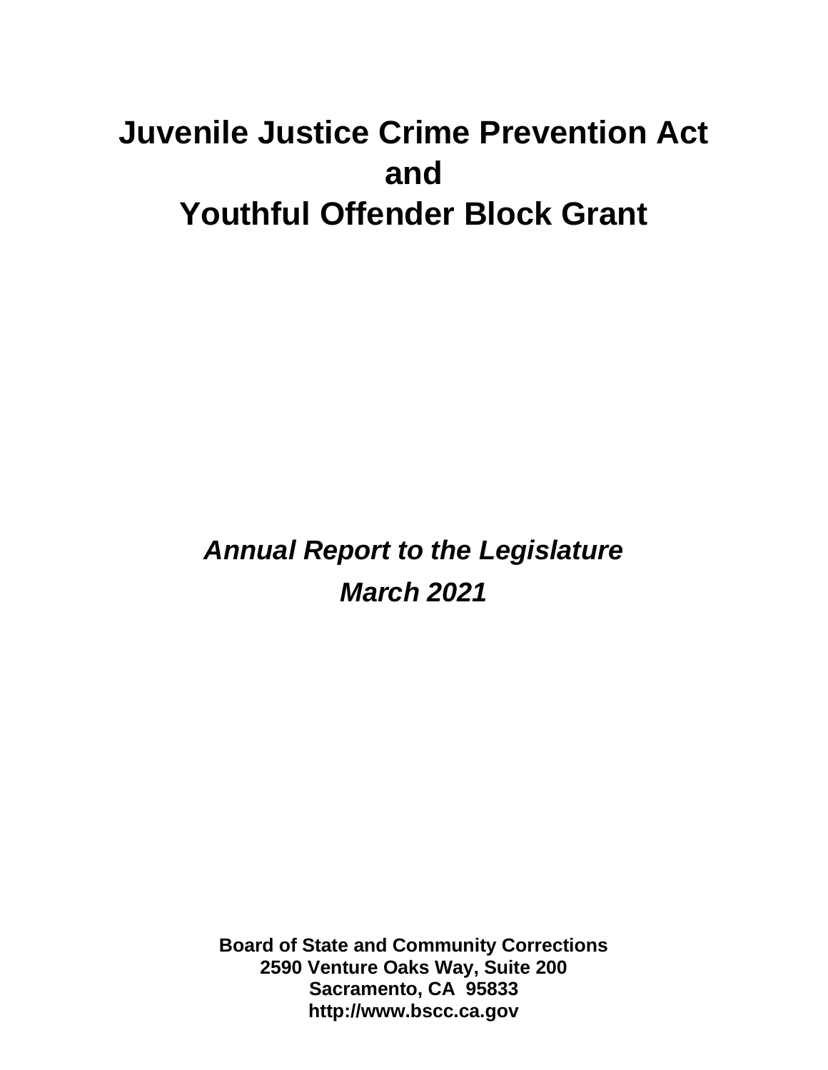# Juvenile Justice Crime Prevention Act and Youthful Offender Block Grant

***Annual Report to the Legislature***

***March 2021***

**Board of State and Community Corrections**
**2590 Venture Oaks Way, Suite 200**
**Sacramento, CA 95833**
**http://www.bscc.ca.gov**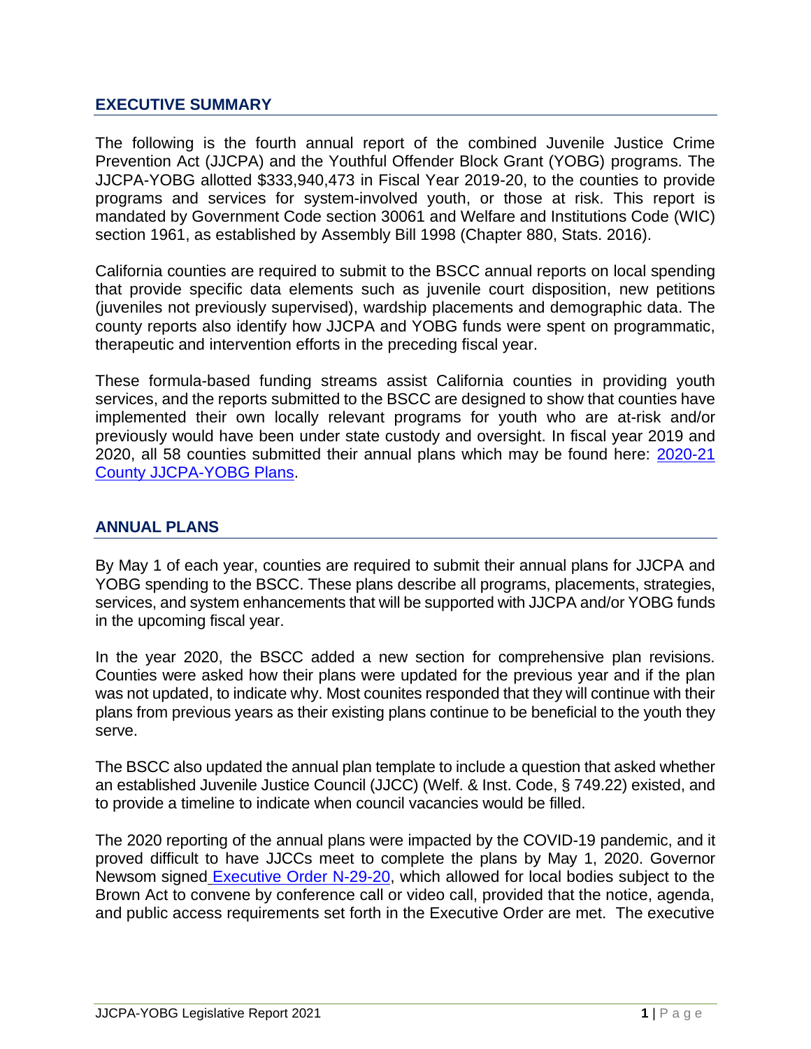## EXECUTIVE SUMMARY

The following is the fourth annual report of the combined Juvenile Justice Crime Prevention Act (JJCPA) and the Youthful Offender Block Grant (YOBG) programs. The JJCPA-YOBG allotted $333,940,473 in Fiscal Year 2019-20, to the counties to provide programs and services for system-involved youth, or those at risk. This report is mandated by Government Code section 30061 and Welfare and Institutions Code (WIC) section 1961, as established by Assembly Bill 1998 (Chapter 880, Stats. 2016).

California counties are required to submit to the BSCC annual reports on local spending that provide specific data elements such as juvenile court disposition, new petitions (juveniles not previously supervised), wardship placements and demographic data. The county reports also identify how JJCPA and YOBG funds were spent on programmatic, therapeutic and intervention efforts in the preceding fiscal year.

These formula-based funding streams assist California counties in providing youth services, and the reports submitted to the BSCC are designed to show that counties have implemented their own locally relevant programs for youth who are at-risk and/or previously would have been under state custody and oversight. In fiscal year 2019 and 2020, all 58 counties submitted their annual plans which may be found here: [2020-21 County JJCPA-YOBG Plans].

## ANNUAL PLANS

By May 1 of each year, counties are required to submit their annual plans for JJCPA and YOBG spending to the BSCC. These plans describe all programs, placements, strategies, services, and system enhancements that will be supported with JJCPA and/or YOBG funds in the upcoming fiscal year.

In the year 2020, the BSCC added a new section for comprehensive plan revisions. Counties were asked how their plans were updated for the previous year and if the plan was not updated, to indicate why. Most counites responded that they will continue with their plans from previous years as their existing plans continue to be beneficial to the youth they serve.

The BSCC also updated the annual plan template to include a question that asked whether an established Juvenile Justice Council (JJCC) (Welf. & Inst. Code, § 749.22) existed, and to provide a timeline to indicate when council vacancies would be filled.

The 2020 reporting of the annual plans were impacted by the COVID-19 pandemic, and it proved difficult to have JJCCs meet to complete the plans by May 1, 2020. Governor Newsom signed [Executive Order N-29-20], which allowed for local bodies subject to the Brown Act to convene by conference call or video call, provided that the notice, agenda, and public access requirements set forth in the Executive Order are met. The executive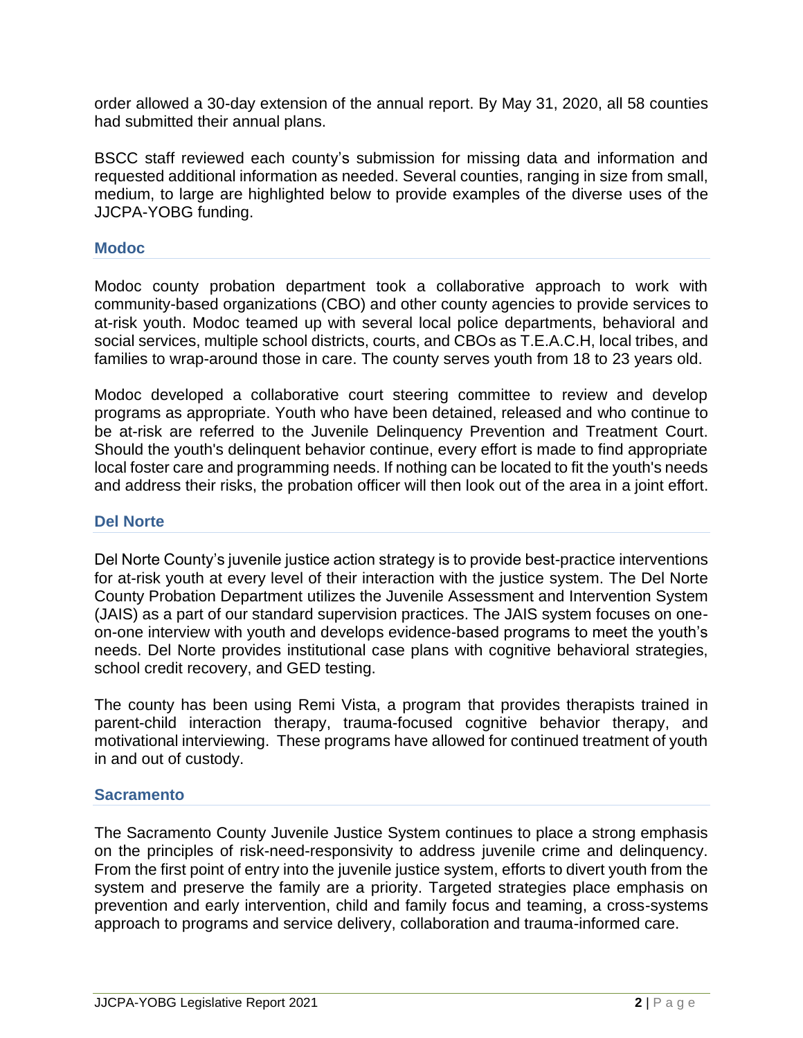order allowed a 30-day extension of the annual report. By May 31, 2020, all 58 counties had submitted their annual plans.

BSCC staff reviewed each county's submission for missing data and information and requested additional information as needed. Several counties, ranging in size from small, medium, to large are highlighted below to provide examples of the diverse uses of the JJCPA-YOBG funding.

### Modoc

Modoc county probation department took a collaborative approach to work with community-based organizations (CBO) and other county agencies to provide services to at-risk youth. Modoc teamed up with several local police departments, behavioral and social services, multiple school districts, courts, and CBOs as T.E.A.C.H, local tribes, and families to wrap-around those in care. The county serves youth from 18 to 23 years old.

Modoc developed a collaborative court steering committee to review and develop programs as appropriate. Youth who have been detained, released and who continue to be at-risk are referred to the Juvenile Delinquency Prevention and Treatment Court. Should the youth's delinquent behavior continue, every effort is made to find appropriate local foster care and programming needs. If nothing can be located to fit the youth's needs and address their risks, the probation officer will then look out of the area in a joint effort.

### Del Norte

Del Norte County's juvenile justice action strategy is to provide best-practice interventions for at-risk youth at every level of their interaction with the justice system. The Del Norte County Probation Department utilizes the Juvenile Assessment and Intervention System (JAIS) as a part of our standard supervision practices. The JAIS system focuses on one-on-one interview with youth and develops evidence-based programs to meet the youth's needs. Del Norte provides institutional case plans with cognitive behavioral strategies, school credit recovery, and GED testing.

The county has been using Remi Vista, a program that provides therapists trained in parent-child interaction therapy, trauma-focused cognitive behavior therapy, and motivational interviewing. These programs have allowed for continued treatment of youth in and out of custody.

### Sacramento

The Sacramento County Juvenile Justice System continues to place a strong emphasis on the principles of risk-need-responsivity to address juvenile crime and delinquency. From the first point of entry into the juvenile justice system, efforts to divert youth from the system and preserve the family are a priority. Targeted strategies place emphasis on prevention and early intervention, child and family focus and teaming, a cross-systems approach to programs and service delivery, collaboration and trauma-informed care.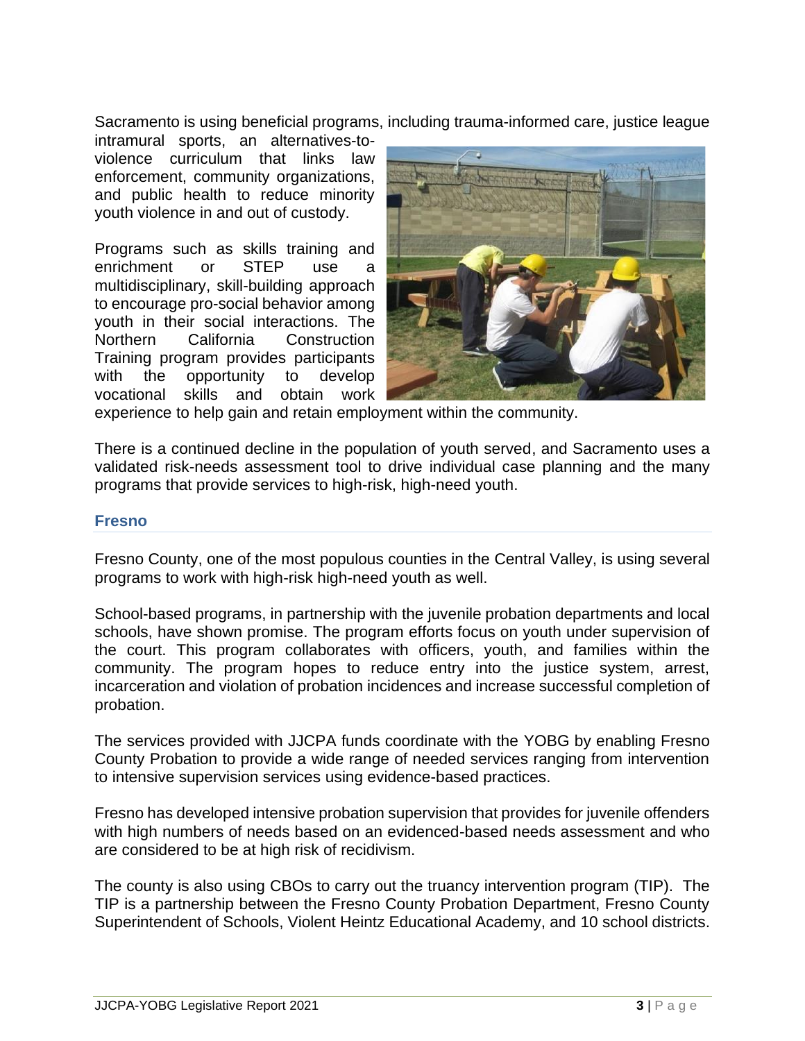Sacramento is using beneficial programs, including trauma-informed care, justice league intramural sports, an alternatives-to-violence curriculum that links law enforcement, community organizations, and public health to reduce minority youth violence in and out of custody.

Programs such as skills training and enrichment or STEP use a multidisciplinary, skill-building approach to encourage pro-social behavior among youth in their social interactions. The Northern California Construction Training program provides participants with the opportunity to develop vocational skills and obtain work experience to help gain and retain employment within the community.

There is a continued decline in the population of youth served, and Sacramento uses a validated risk-needs assessment tool to drive individual case planning and the many programs that provide services to high-risk, high-need youth.

### Fresno

Fresno County, one of the most populous counties in the Central Valley, is using several programs to work with high-risk high-need youth as well.

School-based programs, in partnership with the juvenile probation departments and local schools, have shown promise. The program efforts focus on youth under supervision of the court. This program collaborates with officers, youth, and families within the community. The program hopes to reduce entry into the justice system, arrest, incarceration and violation of probation incidences and increase successful completion of probation.

The services provided with JJCPA funds coordinate with the YOBG by enabling Fresno County Probation to provide a wide range of needed services ranging from intervention to intensive supervision services using evidence-based practices.

Fresno has developed intensive probation supervision that provides for juvenile offenders with high numbers of needs based on an evidenced-based needs assessment and who are considered to be at high risk of recidivism.

The county is also using CBOs to carry out the truancy intervention program (TIP). The TIP is a partnership between the Fresno County Probation Department, Fresno County Superintendent of Schools, Violent Heintz Educational Academy, and 10 school districts.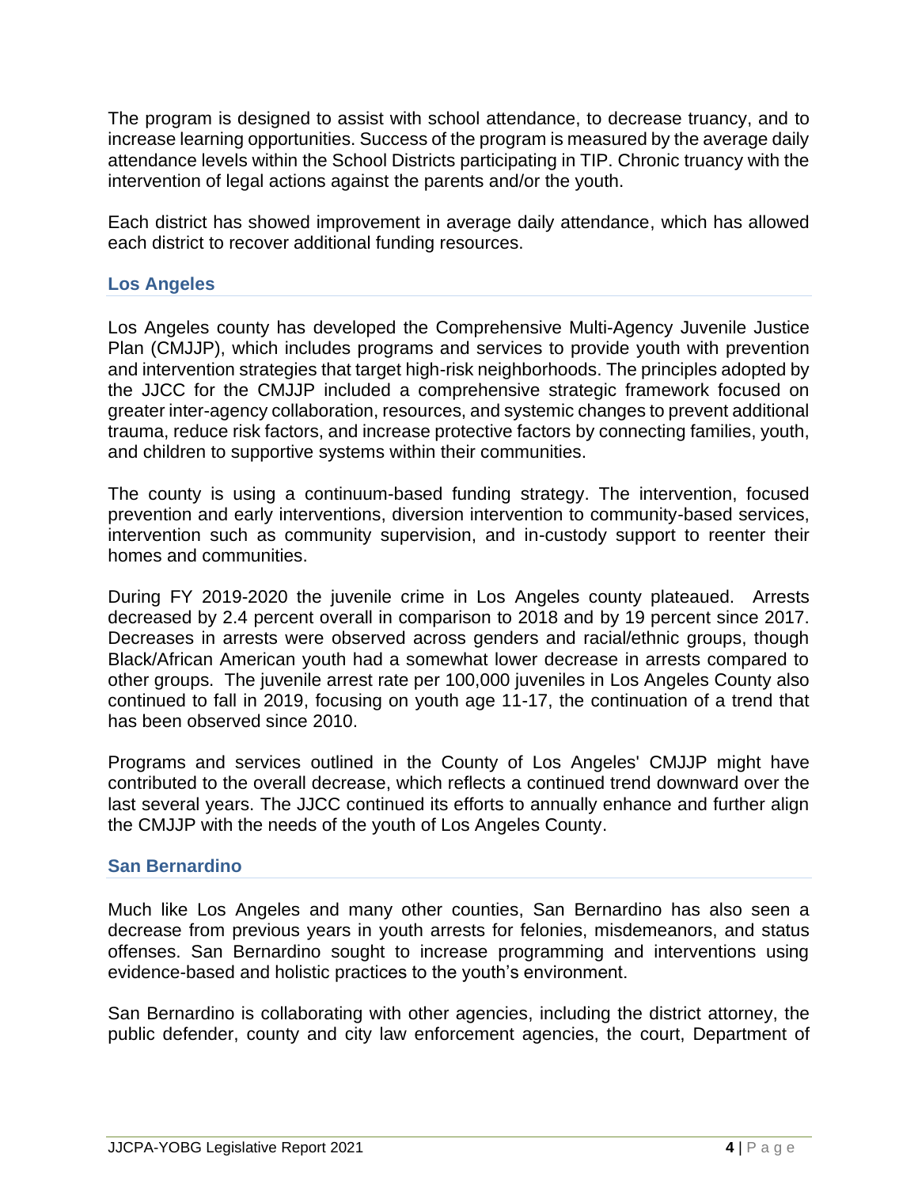The program is designed to assist with school attendance, to decrease truancy, and to increase learning opportunities. Success of the program is measured by the average daily attendance levels within the School Districts participating in TIP. Chronic truancy with the intervention of legal actions against the parents and/or the youth.

Each district has showed improvement in average daily attendance, which has allowed each district to recover additional funding resources.

### Los Angeles

Los Angeles county has developed the Comprehensive Multi-Agency Juvenile Justice Plan (CMJJP), which includes programs and services to provide youth with prevention and intervention strategies that target high-risk neighborhoods. The principles adopted by the JJCC for the CMJJP included a comprehensive strategic framework focused on greater inter-agency collaboration, resources, and systemic changes to prevent additional trauma, reduce risk factors, and increase protective factors by connecting families, youth, and children to supportive systems within their communities.

The county is using a continuum-based funding strategy. The intervention, focused prevention and early interventions, diversion intervention to community-based services, intervention such as community supervision, and in-custody support to reenter their homes and communities.

During FY 2019-2020 the juvenile crime in Los Angeles county plateaued. Arrests decreased by 2.4 percent overall in comparison to 2018 and by 19 percent since 2017. Decreases in arrests were observed across genders and racial/ethnic groups, though Black/African American youth had a somewhat lower decrease in arrests compared to other groups. The juvenile arrest rate per 100,000 juveniles in Los Angeles County also continued to fall in 2019, focusing on youth age 11-17, the continuation of a trend that has been observed since 2010.

Programs and services outlined in the County of Los Angeles' CMJJP might have contributed to the overall decrease, which reflects a continued trend downward over the last several years. The JJCC continued its efforts to annually enhance and further align the CMJJP with the needs of the youth of Los Angeles County.

### San Bernardino

Much like Los Angeles and many other counties, San Bernardino has also seen a decrease from previous years in youth arrests for felonies, misdemeanors, and status offenses. San Bernardino sought to increase programming and interventions using evidence-based and holistic practices to the youth's environment.

San Bernardino is collaborating with other agencies, including the district attorney, the public defender, county and city law enforcement agencies, the court, Department of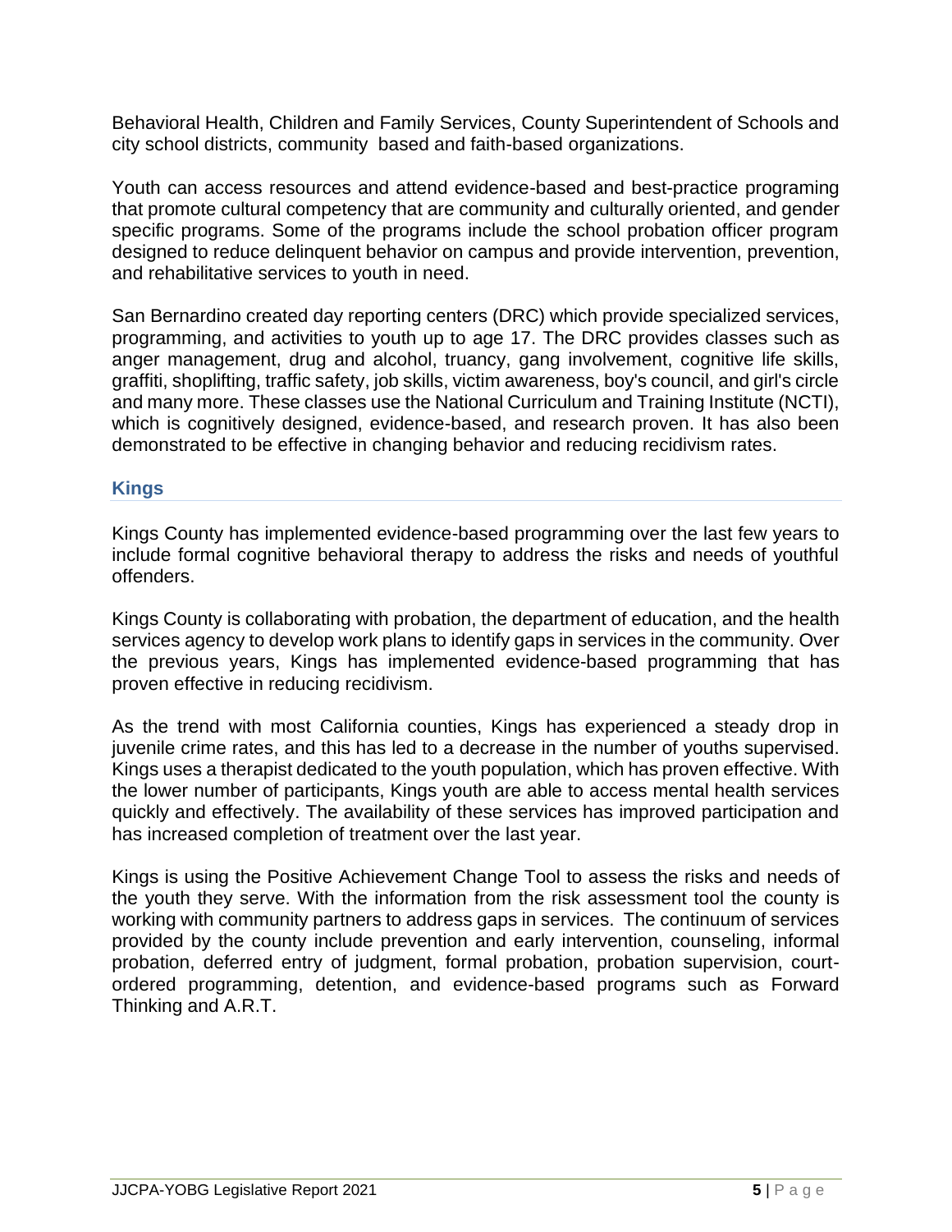Behavioral Health, Children and Family Services, County Superintendent of Schools and city school districts, community based and faith-based organizations.

Youth can access resources and attend evidence-based and best-practice programing that promote cultural competency that are community and culturally oriented, and gender specific programs. Some of the programs include the school probation officer program designed to reduce delinquent behavior on campus and provide intervention, prevention, and rehabilitative services to youth in need.

San Bernardino created day reporting centers (DRC) which provide specialized services, programming, and activities to youth up to age 17. The DRC provides classes such as anger management, drug and alcohol, truancy, gang involvement, cognitive life skills, graffiti, shoplifting, traffic safety, job skills, victim awareness, boy's council, and girl's circle and many more. These classes use the National Curriculum and Training Institute (NCTI), which is cognitively designed, evidence-based, and research proven. It has also been demonstrated to be effective in changing behavior and reducing recidivism rates.

### Kings

Kings County has implemented evidence-based programming over the last few years to include formal cognitive behavioral therapy to address the risks and needs of youthful offenders.

Kings County is collaborating with probation, the department of education, and the health services agency to develop work plans to identify gaps in services in the community. Over the previous years, Kings has implemented evidence-based programming that has proven effective in reducing recidivism.

As the trend with most California counties, Kings has experienced a steady drop in juvenile crime rates, and this has led to a decrease in the number of youths supervised. Kings uses a therapist dedicated to the youth population, which has proven effective. With the lower number of participants, Kings youth are able to access mental health services quickly and effectively. The availability of these services has improved participation and has increased completion of treatment over the last year.

Kings is using the Positive Achievement Change Tool to assess the risks and needs of the youth they serve. With the information from the risk assessment tool the county is working with community partners to address gaps in services. The continuum of services provided by the county include prevention and early intervention, counseling, informal probation, deferred entry of judgment, formal probation, probation supervision, court-ordered programming, detention, and evidence-based programs such as Forward Thinking and A.R.T.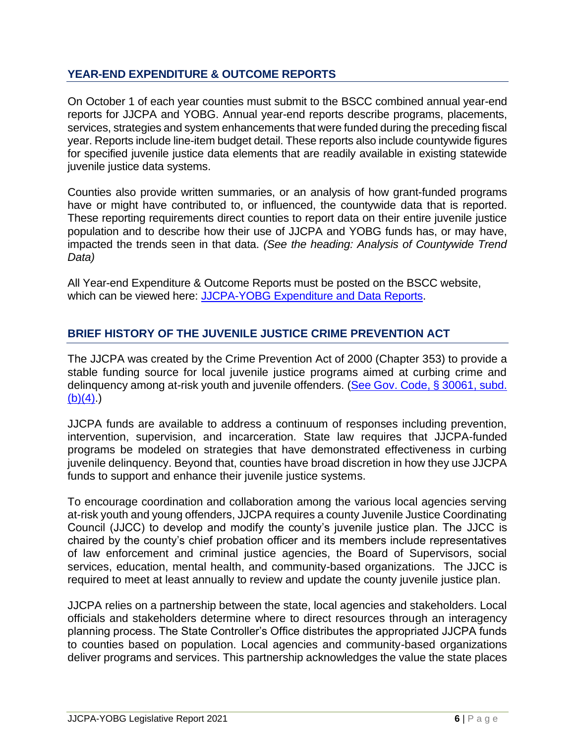## YEAR-END EXPENDITURE & OUTCOME REPORTS

On October 1 of each year counties must submit to the BSCC combined annual year-end reports for JJCPA and YOBG. Annual year-end reports describe programs, placements, services, strategies and system enhancements that were funded during the preceding fiscal year. Reports include line-item budget detail. These reports also include countywide figures for specified juvenile justice data elements that are readily available in existing statewide juvenile justice data systems.

Counties also provide written summaries, or an analysis of how grant-funded programs have or might have contributed to, or influenced, the countywide data that is reported. These reporting requirements direct counties to report data on their entire juvenile justice population and to describe how their use of JJCPA and YOBG funds has, or may have, impacted the trends seen in that data. *(See the heading: Analysis of Countywide Trend Data)*

All Year-end Expenditure & Outcome Reports must be posted on the BSCC website, which can be viewed here: JJCPA-YOBG Expenditure and Data Reports.

## BRIEF HISTORY OF THE JUVENILE JUSTICE CRIME PREVENTION ACT

The JJCPA was created by the Crime Prevention Act of 2000 (Chapter 353) to provide a stable funding source for local juvenile justice programs aimed at curbing crime and delinquency among at-risk youth and juvenile offenders. (See Gov. Code, § 30061, subd. (b)(4).)

JJCPA funds are available to address a continuum of responses including prevention, intervention, supervision, and incarceration. State law requires that JJCPA-funded programs be modeled on strategies that have demonstrated effectiveness in curbing juvenile delinquency. Beyond that, counties have broad discretion in how they use JJCPA funds to support and enhance their juvenile justice systems.

To encourage coordination and collaboration among the various local agencies serving at-risk youth and young offenders, JJCPA requires a county Juvenile Justice Coordinating Council (JJCC) to develop and modify the county's juvenile justice plan. The JJCC is chaired by the county's chief probation officer and its members include representatives of law enforcement and criminal justice agencies, the Board of Supervisors, social services, education, mental health, and community-based organizations. The JJCC is required to meet at least annually to review and update the county juvenile justice plan.

JJCPA relies on a partnership between the state, local agencies and stakeholders. Local officials and stakeholders determine where to direct resources through an interagency planning process. The State Controller's Office distributes the appropriated JJCPA funds to counties based on population. Local agencies and community-based organizations deliver programs and services. This partnership acknowledges the value the state places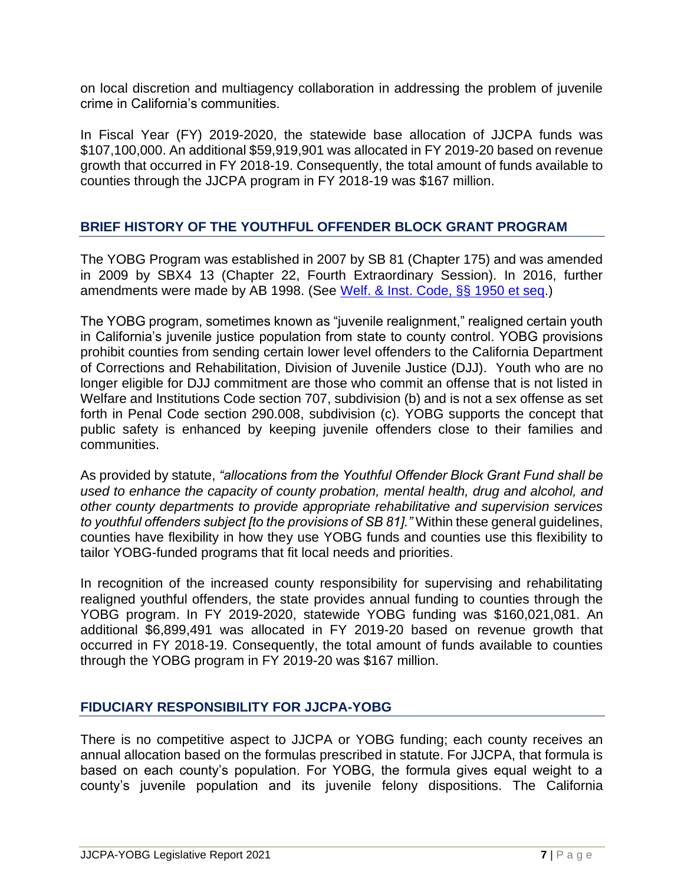on local discretion and multiagency collaboration in addressing the problem of juvenile crime in California's communities.

In Fiscal Year (FY) 2019-2020, the statewide base allocation of JJCPA funds was $107,100,000. An additional $59,919,901 was allocated in FY 2019-20 based on revenue growth that occurred in FY 2018-19. Consequently, the total amount of funds available to counties through the JJCPA program in FY 2018-19 was $167 million.

## BRIEF HISTORY OF THE YOUTHFUL OFFENDER BLOCK GRANT PROGRAM

The YOBG Program was established in 2007 by SB 81 (Chapter 175) and was amended in 2009 by SBX4 13 (Chapter 22, Fourth Extraordinary Session). In 2016, further amendments were made by AB 1998. (See [Welf. & Inst. Code, §§ 1950 et seq](#).)

The YOBG program, sometimes known as "juvenile realignment," realigned certain youth in California's juvenile justice population from state to county control. YOBG provisions prohibit counties from sending certain lower level offenders to the California Department of Corrections and Rehabilitation, Division of Juvenile Justice (DJJ). Youth who are no longer eligible for DJJ commitment are those who commit an offense that is not listed in Welfare and Institutions Code section 707, subdivision (b) and is not a sex offense as set forth in Penal Code section 290.008, subdivision (c). YOBG supports the concept that public safety is enhanced by keeping juvenile offenders close to their families and communities.

As provided by statute, *"allocations from the Youthful Offender Block Grant Fund shall be used to enhance the capacity of county probation, mental health, drug and alcohol, and other county departments to provide appropriate rehabilitative and supervision services to youthful offenders subject [to the provisions of SB 81]."* Within these general guidelines, counties have flexibility in how they use YOBG funds and counties use this flexibility to tailor YOBG-funded programs that fit local needs and priorities.

In recognition of the increased county responsibility for supervising and rehabilitating realigned youthful offenders, the state provides annual funding to counties through the YOBG program. In FY 2019-2020, statewide YOBG funding was $160,021,081. An additional $6,899,491 was allocated in FY 2019-20 based on revenue growth that occurred in FY 2018-19. Consequently, the total amount of funds available to counties through the YOBG program in FY 2019-20 was $167 million.

## FIDUCIARY RESPONSIBILITY FOR JJCPA-YOBG

There is no competitive aspect to JJCPA or YOBG funding; each county receives an annual allocation based on the formulas prescribed in statute. For JJCPA, that formula is based on each county's population. For YOBG, the formula gives equal weight to a county's juvenile population and its juvenile felony dispositions. The California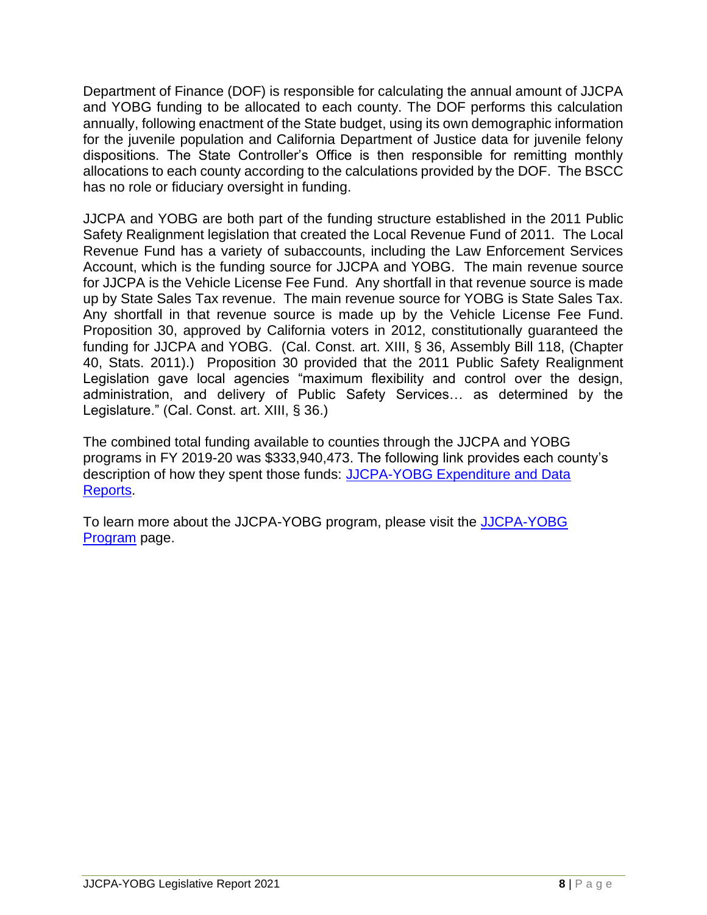Department of Finance (DOF) is responsible for calculating the annual amount of JJCPA and YOBG funding to be allocated to each county. The DOF performs this calculation annually, following enactment of the State budget, using its own demographic information for the juvenile population and California Department of Justice data for juvenile felony dispositions. The State Controller's Office is then responsible for remitting monthly allocations to each county according to the calculations provided by the DOF. The BSCC has no role or fiduciary oversight in funding.

JJCPA and YOBG are both part of the funding structure established in the 2011 Public Safety Realignment legislation that created the Local Revenue Fund of 2011. The Local Revenue Fund has a variety of subaccounts, including the Law Enforcement Services Account, which is the funding source for JJCPA and YOBG. The main revenue source for JJCPA is the Vehicle License Fee Fund. Any shortfall in that revenue source is made up by State Sales Tax revenue. The main revenue source for YOBG is State Sales Tax. Any shortfall in that revenue source is made up by the Vehicle License Fee Fund. Proposition 30, approved by California voters in 2012, constitutionally guaranteed the funding for JJCPA and YOBG. (Cal. Const. art. XIII, § 36, Assembly Bill 118, (Chapter 40, Stats. 2011).) Proposition 30 provided that the 2011 Public Safety Realignment Legislation gave local agencies "maximum flexibility and control over the design, administration, and delivery of Public Safety Services… as determined by the Legislature." (Cal. Const. art. XIII, § 36.)

The combined total funding available to counties through the JJCPA and YOBG programs in FY 2019-20 was $333,940,473. The following link provides each county's description of how they spent those funds: [JJCPA-YOBG Expenditure and Data Reports](#).

To learn more about the JJCPA-YOBG program, please visit the [JJCPA-YOBG Program](#) page.